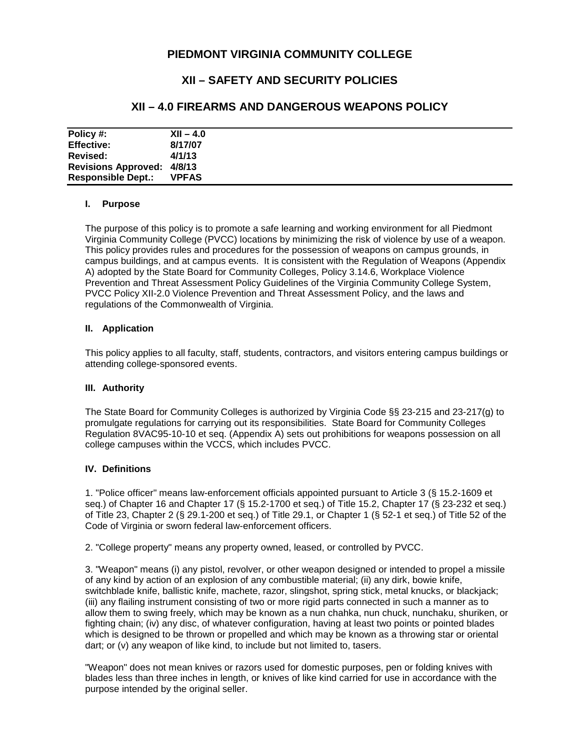# PIEDMONT VIRGINIA COMMUNITY COLLEGE

## XII – SAFETY AND SECURITY POLICIES

## XII – 4.0 FIREARMS AND DANGEROUS WEAPONS POLICY

| | |
|---|---|
| **Policy #:** | **XII – 4.0** |
| **Effective:** | **8/17/07** |
| **Revised:** | **4/1/13** |
| **Revisions Approved:** | **4/8/13** |
| **Responsible Dept.:** | **VPFAS** |

### I. Purpose

The purpose of this policy is to promote a safe learning and working environment for all Piedmont Virginia Community College (PVCC) locations by minimizing the risk of violence by use of a weapon. This policy provides rules and procedures for the possession of weapons on campus grounds, in campus buildings, and at campus events. It is consistent with the Regulation of Weapons (Appendix A) adopted by the State Board for Community Colleges, Policy 3.14.6, Workplace Violence Prevention and Threat Assessment Policy Guidelines of the Virginia Community College System, PVCC Policy XII-2.0 Violence Prevention and Threat Assessment Policy, and the laws and regulations of the Commonwealth of Virginia.

### II. Application

This policy applies to all faculty, staff, students, contractors, and visitors entering campus buildings or attending college-sponsored events.

### III. Authority

The State Board for Community Colleges is authorized by Virginia Code §§ 23-215 and 23-217(g) to promulgate regulations for carrying out its responsibilities. State Board for Community Colleges Regulation 8VAC95-10-10 et seq. (Appendix A) sets out prohibitions for weapons possession on all college campuses within the VCCS, which includes PVCC.

### IV. Definitions

1. "Police officer" means law-enforcement officials appointed pursuant to Article 3 (§ 15.2-1609 et seq.) of Chapter 16 and Chapter 17 (§ 15.2-1700 et seq.) of Title 15.2, Chapter 17 (§ 23-232 et seq.) of Title 23, Chapter 2 (§ 29.1-200 et seq.) of Title 29.1, or Chapter 1 (§ 52-1 et seq.) of Title 52 of the Code of Virginia or sworn federal law-enforcement officers.

2. "College property" means any property owned, leased, or controlled by PVCC.

3. "Weapon" means (i) any pistol, revolver, or other weapon designed or intended to propel a missile of any kind by action of an explosion of any combustible material; (ii) any dirk, bowie knife, switchblade knife, ballistic knife, machete, razor, slingshot, spring stick, metal knucks, or blackjack; (iii) any flailing instrument consisting of two or more rigid parts connected in such a manner as to allow them to swing freely, which may be known as a nun chahka, nun chuck, nunchaku, shuriken, or fighting chain; (iv) any disc, of whatever configuration, having at least two points or pointed blades which is designed to be thrown or propelled and which may be known as a throwing star or oriental dart; or (v) any weapon of like kind, to include but not limited to, tasers.

"Weapon" does not mean knives or razors used for domestic purposes, pen or folding knives with blades less than three inches in length, or knives of like kind carried for use in accordance with the purpose intended by the original seller.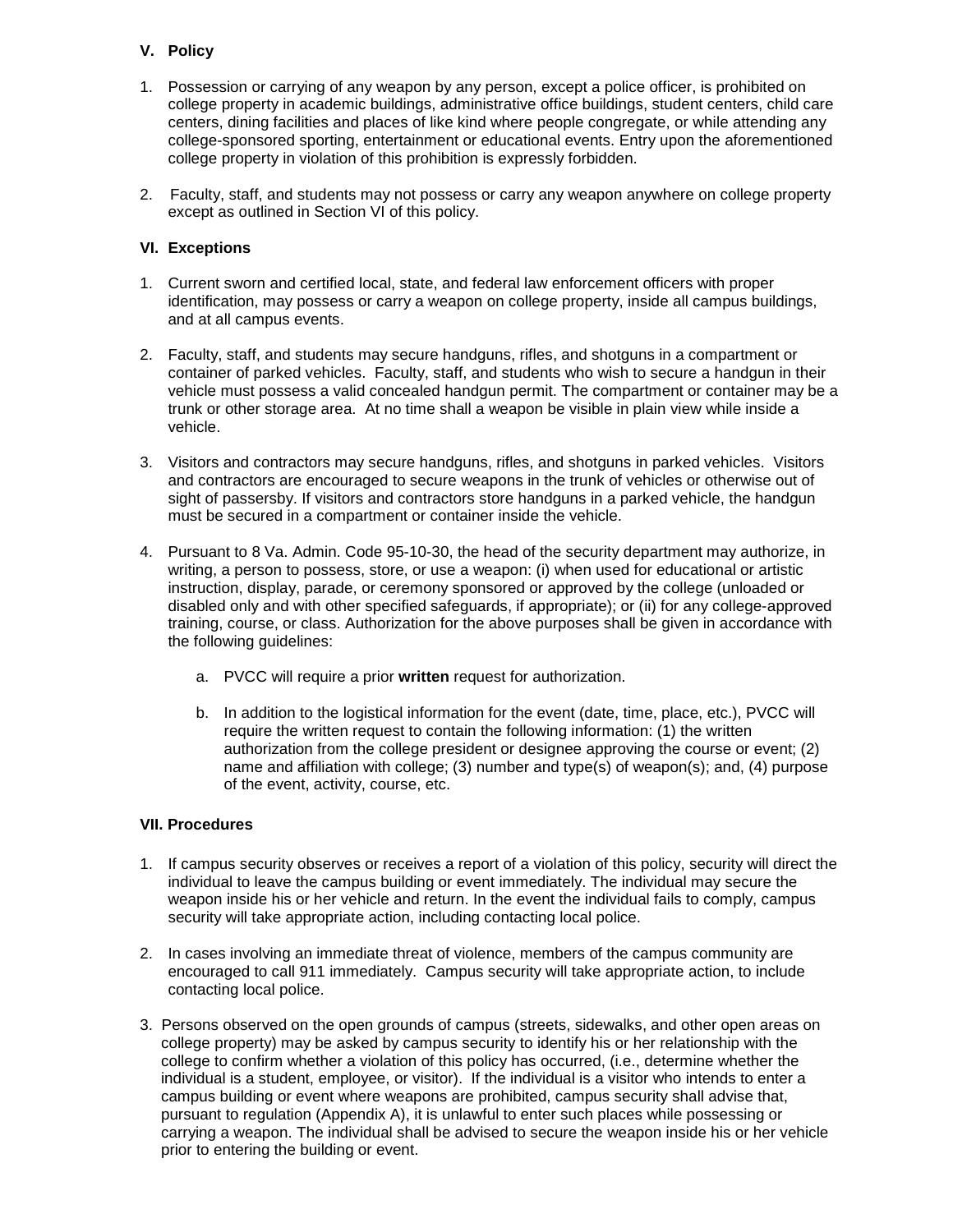## V. Policy

1. Possession or carrying of any weapon by any person, except a police officer, is prohibited on college property in academic buildings, administrative office buildings, student centers, child care centers, dining facilities and places of like kind where people congregate, or while attending any college-sponsored sporting, entertainment or educational events. Entry upon the aforementioned college property in violation of this prohibition is expressly forbidden.

2. Faculty, staff, and students may not possess or carry any weapon anywhere on college property except as outlined in Section VI of this policy.

## VI. Exceptions

1. Current sworn and certified local, state, and federal law enforcement officers with proper identification, may possess or carry a weapon on college property, inside all campus buildings, and at all campus events.

2. Faculty, staff, and students may secure handguns, rifles, and shotguns in a compartment or container of parked vehicles. Faculty, staff, and students who wish to secure a handgun in their vehicle must possess a valid concealed handgun permit. The compartment or container may be a trunk or other storage area. At no time shall a weapon be visible in plain view while inside a vehicle.

3. Visitors and contractors may secure handguns, rifles, and shotguns in parked vehicles. Visitors and contractors are encouraged to secure weapons in the trunk of vehicles or otherwise out of sight of passersby. If visitors and contractors store handguns in a parked vehicle, the handgun must be secured in a compartment or container inside the vehicle.

4. Pursuant to 8 Va. Admin. Code 95-10-30, the head of the security department may authorize, in writing, a person to possess, store, or use a weapon: (i) when used for educational or artistic instruction, display, parade, or ceremony sponsored or approved by the college (unloaded or disabled only and with other specified safeguards, if appropriate); or (ii) for any college-approved training, course, or class. Authorization for the above purposes shall be given in accordance with the following guidelines:

   a. PVCC will require a prior **written** request for authorization.

   b. In addition to the logistical information for the event (date, time, place, etc.), PVCC will require the written request to contain the following information: (1) the written authorization from the college president or designee approving the course or event; (2) name and affiliation with college; (3) number and type(s) of weapon(s); and, (4) purpose of the event, activity, course, etc.

## VII. Procedures

1. If campus security observes or receives a report of a violation of this policy, security will direct the individual to leave the campus building or event immediately. The individual may secure the weapon inside his or her vehicle and return. In the event the individual fails to comply, campus security will take appropriate action, including contacting local police.

2. In cases involving an immediate threat of violence, members of the campus community are encouraged to call 911 immediately. Campus security will take appropriate action, to include contacting local police.

3. Persons observed on the open grounds of campus (streets, sidewalks, and other open areas on college property) may be asked by campus security to identify his or her relationship with the college to confirm whether a violation of this policy has occurred, (i.e., determine whether the individual is a student, employee, or visitor). If the individual is a visitor who intends to enter a campus building or event where weapons are prohibited, campus security shall advise that, pursuant to regulation (Appendix A), it is unlawful to enter such places while possessing or carrying a weapon. The individual shall be advised to secure the weapon inside his or her vehicle prior to entering the building or event.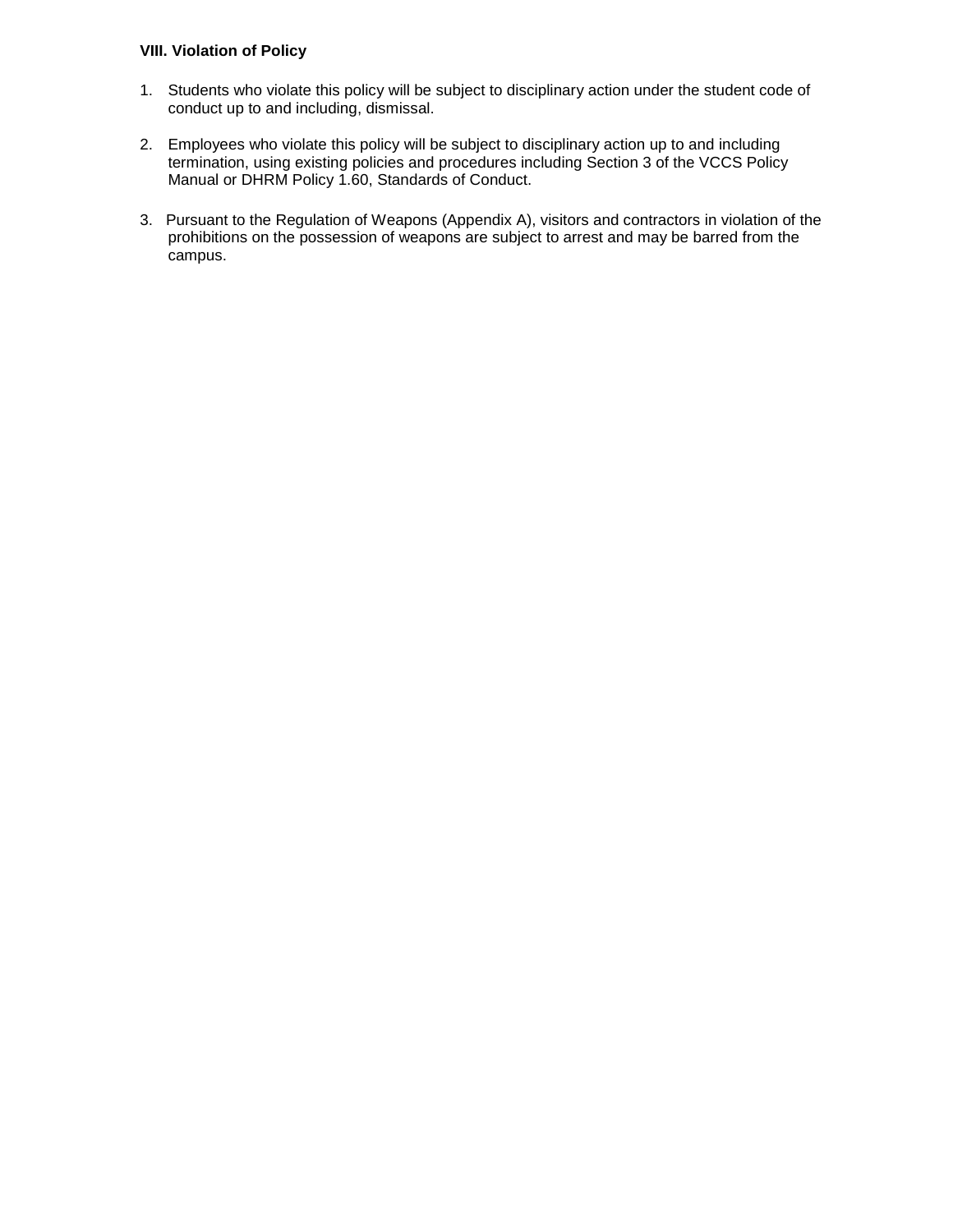**VIII. Violation of Policy**

1. Students who violate this policy will be subject to disciplinary action under the student code of conduct up to and including, dismissal.

2. Employees who violate this policy will be subject to disciplinary action up to and including termination, using existing policies and procedures including Section 3 of the VCCS Policy Manual or DHRM Policy 1.60, Standards of Conduct.

3. Pursuant to the Regulation of Weapons (Appendix A), visitors and contractors in violation of the prohibitions on the possession of weapons are subject to arrest and may be barred from the campus.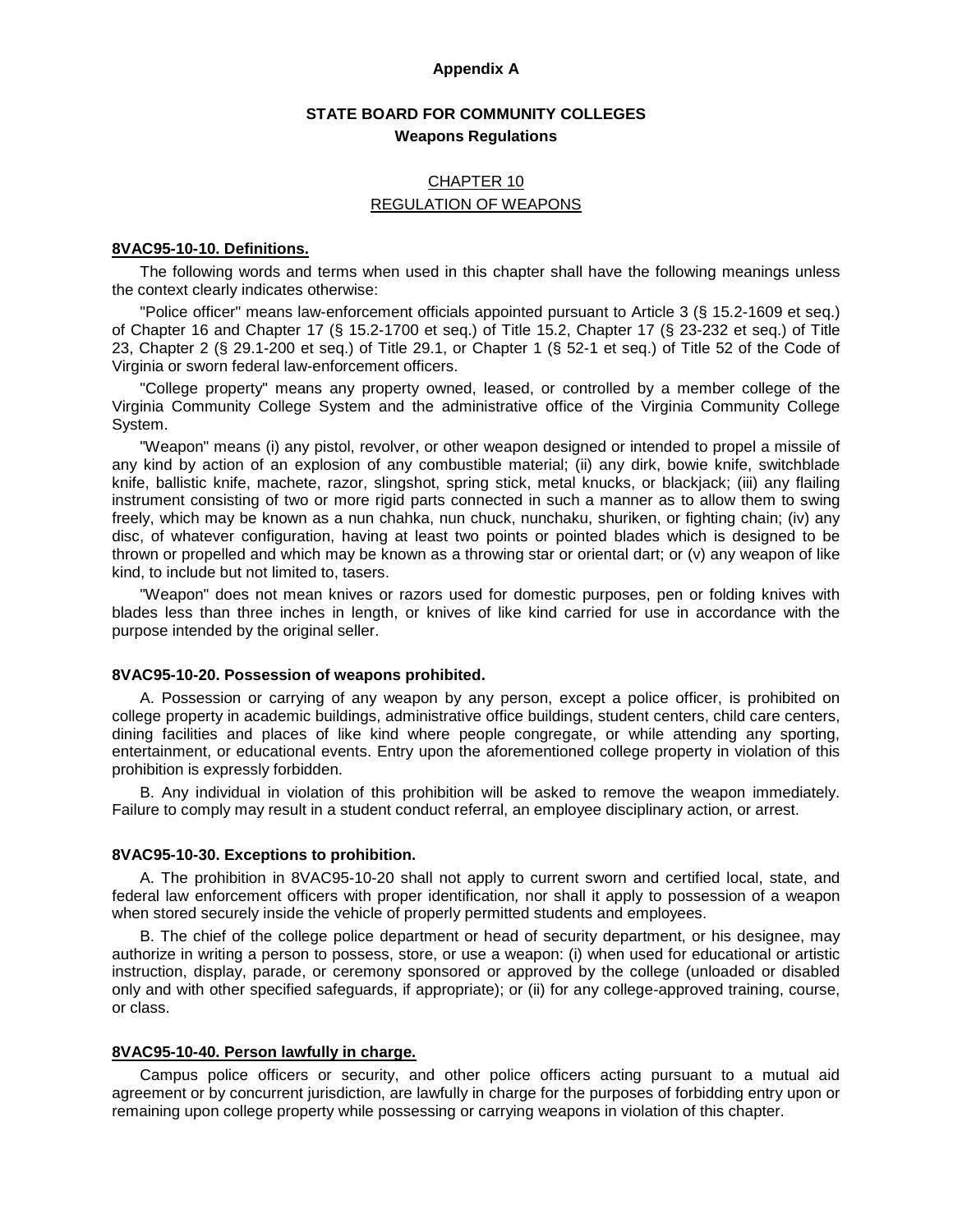**Appendix A**

## STATE BOARD FOR COMMUNITY COLLEGES
### Weapons Regulations

### CHAPTER 10
### REGULATION OF WEAPONS

**8VAC95-10-10. Definitions.**

The following words and terms when used in this chapter shall have the following meanings unless the context clearly indicates otherwise:

"Police officer" means law-enforcement officials appointed pursuant to Article 3 (§ 15.2-1609 et seq.) of Chapter 16 and Chapter 17 (§ 15.2-1700 et seq.) of Title 15.2, Chapter 17 (§ 23-232 et seq.) of Title 23, Chapter 2 (§ 29.1-200 et seq.) of Title 29.1, or Chapter 1 (§ 52-1 et seq.) of Title 52 of the Code of Virginia or sworn federal law-enforcement officers.

"College property" means any property owned, leased, or controlled by a member college of the Virginia Community College System and the administrative office of the Virginia Community College System.

"Weapon" means (i) any pistol, revolver, or other weapon designed or intended to propel a missile of any kind by action of an explosion of any combustible material; (ii) any dirk, bowie knife, switchblade knife, ballistic knife, machete, razor, slingshot, spring stick, metal knucks, or blackjack; (iii) any flailing instrument consisting of two or more rigid parts connected in such a manner as to allow them to swing freely, which may be known as a nun chahka, nun chuck, nunchaku, shuriken, or fighting chain; (iv) any disc, of whatever configuration, having at least two points or pointed blades which is designed to be thrown or propelled and which may be known as a throwing star or oriental dart; or (v) any weapon of like kind, to include but not limited to, tasers.

"Weapon" does not mean knives or razors used for domestic purposes, pen or folding knives with blades less than three inches in length, or knives of like kind carried for use in accordance with the purpose intended by the original seller.

**8VAC95-10-20. Possession of weapons prohibited.**

A. Possession or carrying of any weapon by any person, except a police officer, is prohibited on college property in academic buildings, administrative office buildings, student centers, child care centers, dining facilities and places of like kind where people congregate, or while attending any sporting, entertainment, or educational events. Entry upon the aforementioned college property in violation of this prohibition is expressly forbidden.

B. Any individual in violation of this prohibition will be asked to remove the weapon immediately. Failure to comply may result in a student conduct referral, an employee disciplinary action, or arrest.

**8VAC95-10-30. Exceptions to prohibition.**

A. The prohibition in 8VAC95-10-20 shall not apply to current sworn and certified local, state, and federal law enforcement officers with proper identification*,* nor shall it apply to possession of a weapon when stored securely inside the vehicle of properly permitted students and employees.

B. The chief of the college police department or head of security department, or his designee, may authorize in writing a person to possess, store, or use a weapon: (i) when used for educational or artistic instruction, display, parade, or ceremony sponsored or approved by the college (unloaded or disabled only and with other specified safeguards, if appropriate); or (ii) for any college-approved training, course, or class.

**8VAC95-10-40. Person lawfully in charge.**

Campus police officers or security, and other police officers acting pursuant to a mutual aid agreement or by concurrent jurisdiction, are lawfully in charge for the purposes of forbidding entry upon or remaining upon college property while possessing or carrying weapons in violation of this chapter.